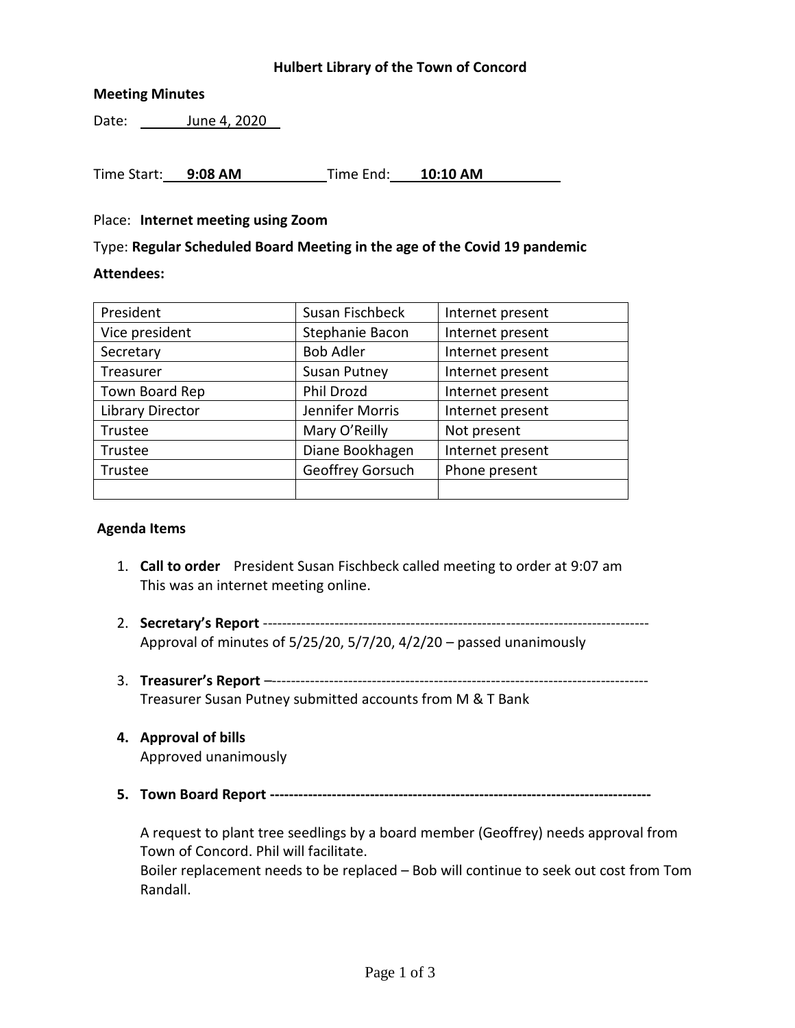**Hulbert Library of the Town of Concord**

**Meeting Minutes**

Date: June 4, 2020

Time Start: **9:08 AM** Time End: **10:10 AM**

Place: **Internet meeting using Zoom**

Type: **Regular Scheduled Board Meeting in the age of the Covid 19 pandemic**

**Attendees:**

| President | Susan Fischbeck | Internet present |
|---|---|---|
| Vice president | Stephanie Bacon | Internet present |
| Secretary | Bob Adler | Internet present |
| Treasurer | Susan Putney | Internet present |
| Town Board Rep | Phil Drozd | Internet present |
| Library Director | Jennifer Morris | Internet present |
| Trustee | Mary O'Reilly | Not present |
| Trustee | Diane Bookhagen | Internet present |
| Trustee | Geoffrey Gorsuch | Phone present |
| | | |

**Agenda Items**

1. **Call to order** President Susan Fischbeck called meeting to order at 9:07 am
   This was an internet meeting online.

2. **Secretary's Report** --------------------------------------------------------------------------------
   Approval of minutes of 5/25/20, 5/7/20, 4/2/20 – passed unanimously

3. **Treasurer's Report** –-------------------------------------------------------------------------------
   Treasurer Susan Putney submitted accounts from M & T Bank

4. **Approval of bills**
   Approved unanimously

5. **Town Board Report --------------------------------------------------------------------------------**

   A request to plant tree seedlings by a board member (Geoffrey) needs approval from Town of Concord. Phil will facilitate.
   Boiler replacement needs to be replaced – Bob will continue to seek out cost from Tom Randall.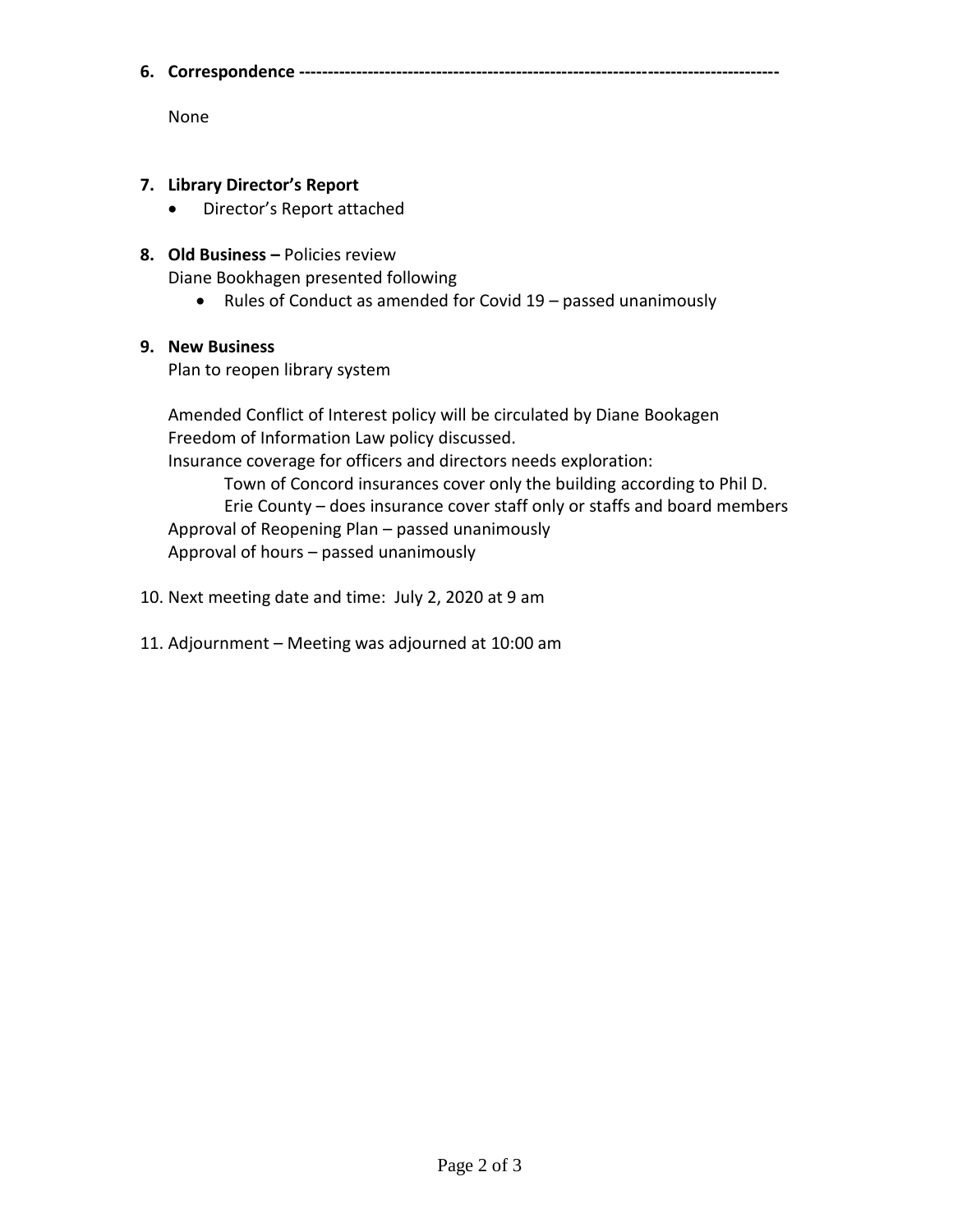**6. Correspondence ---------------------------------------------------------------------------------**

None

**7. Library Director's Report**

- Director's Report attached

**8. Old Business –** Policies review

Diane Bookhagen presented following

- Rules of Conduct as amended for Covid 19 – passed unanimously

**9. New Business**

Plan to reopen library system

Amended Conflict of Interest policy will be circulated by Diane Bookagen
Freedom of Information Law policy discussed.
Insurance coverage for officers and directors needs exploration:
  Town of Concord insurances cover only the building according to Phil D.
  Erie County – does insurance cover staff only or staffs and board members
Approval of Reopening Plan – passed unanimously
Approval of hours – passed unanimously

10. Next meeting date and time: July 2, 2020 at 9 am

11. Adjournment – Meeting was adjourned at 10:00 am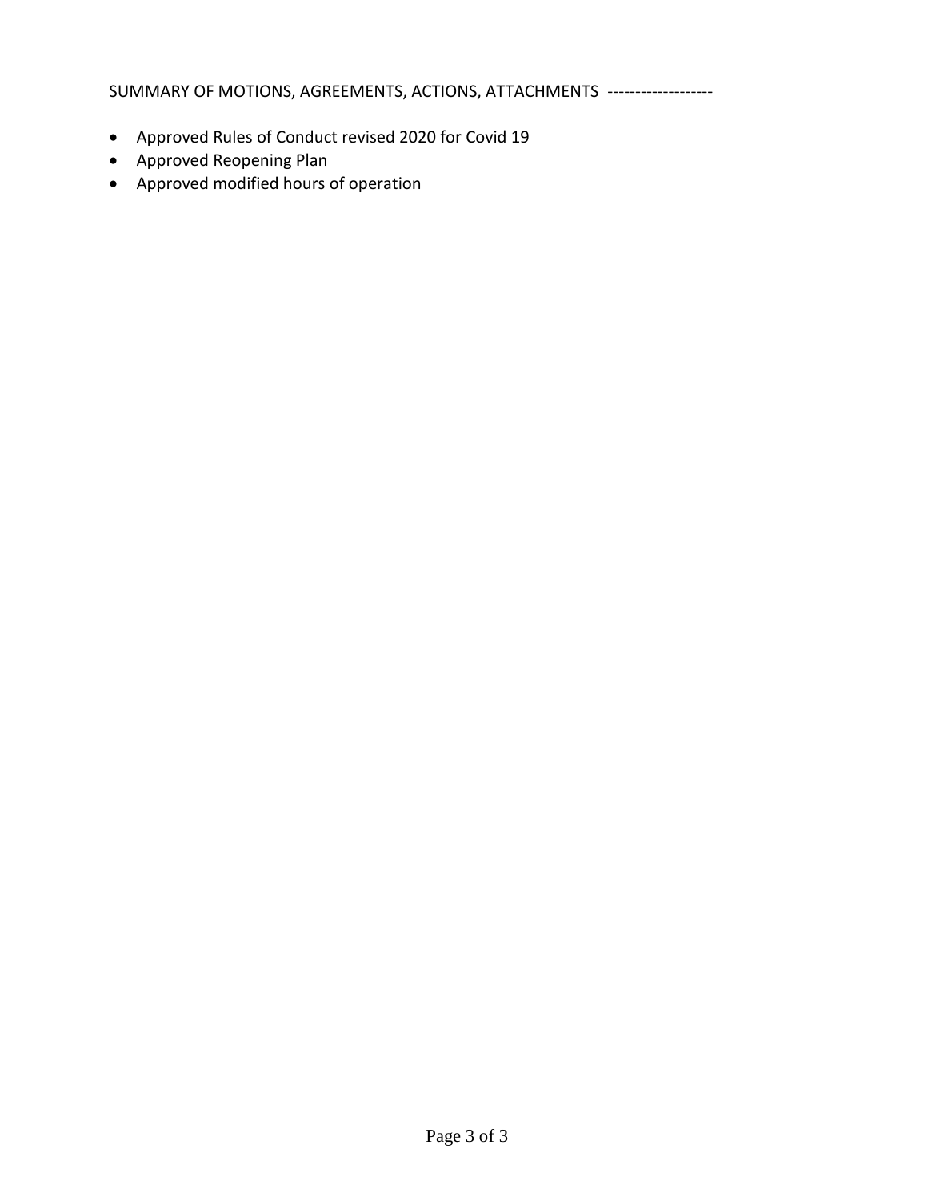SUMMARY OF MOTIONS, AGREEMENTS, ACTIONS, ATTACHMENTS -------------------

- Approved Rules of Conduct revised 2020 for Covid 19
- Approved Reopening Plan
- Approved modified hours of operation